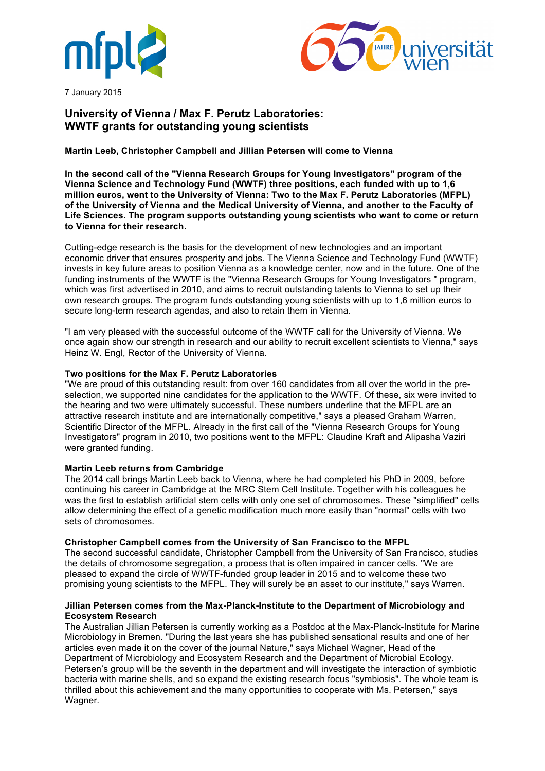7 January 2015

# University of Vienna / Max F. Perutz Laboratories: WWTF grants for outstanding young scientists

**Martin Leeb, Christopher Campbell and Jillian Petersen will come to Vienna**

**In the second call of the "Vienna Research Groups for Young Investigators" program of the Vienna Science and Technology Fund (WWTF) three positions, each funded with up to 1,6 million euros, went to the University of Vienna: Two to the Max F. Perutz Laboratories (MFPL) of the University of Vienna and the Medical University of Vienna, and another to the Faculty of Life Sciences. The program supports outstanding young scientists who want to come or return to Vienna for their research.**

Cutting-edge research is the basis for the development of new technologies and an important economic driver that ensures prosperity and jobs. The Vienna Science and Technology Fund (WWTF) invests in key future areas to position Vienna as a knowledge center, now and in the future. One of the funding instruments of the WWTF is the "Vienna Research Groups for Young Investigators " program, which was first advertised in 2010, and aims to recruit outstanding talents to Vienna to set up their own research groups. The program funds outstanding young scientists with up to 1,6 million euros to secure long-term research agendas, and also to retain them in Vienna.

"I am very pleased with the successful outcome of the WWTF call for the University of Vienna. We once again show our strength in research and our ability to recruit excellent scientists to Vienna," says Heinz W. Engl, Rector of the University of Vienna.

### Two positions for the Max F. Perutz Laboratories

"We are proud of this outstanding result: from over 160 candidates from all over the world in the pre-selection, we supported nine candidates for the application to the WWTF. Of these, six were invited to the hearing and two were ultimately successful. These numbers underline that the MFPL are an attractive research institute and are internationally competitive," says a pleased Graham Warren, Scientific Director of the MFPL. Already in the first call of the "Vienna Research Groups for Young Investigators" program in 2010, two positions went to the MFPL: Claudine Kraft and Alipasha Vaziri were granted funding.

### Martin Leeb returns from Cambridge

The 2014 call brings Martin Leeb back to Vienna, where he had completed his PhD in 2009, before continuing his career in Cambridge at the MRC Stem Cell Institute. Together with his colleagues he was the first to establish artificial stem cells with only one set of chromosomes. These "simplified" cells allow determining the effect of a genetic modification much more easily than "normal" cells with two sets of chromosomes.

### Christopher Campbell comes from the University of San Francisco to the MFPL

The second successful candidate, Christopher Campbell from the University of San Francisco, studies the details of chromosome segregation, a process that is often impaired in cancer cells. "We are pleased to expand the circle of WWTF-funded group leader in 2015 and to welcome these two promising young scientists to the MFPL. They will surely be an asset to our institute," says Warren.

### Jillian Petersen comes from the Max-Planck-Institute to the Department of Microbiology and Ecosystem Research

The Australian Jillian Petersen is currently working as a Postdoc at the Max-Planck-Institute for Marine Microbiology in Bremen. "During the last years she has published sensational results and one of her articles even made it on the cover of the journal Nature," says Michael Wagner, Head of the Department of Microbiology and Ecosystem Research and the Department of Microbial Ecology. Petersen's group will be the seventh in the department and will investigate the interaction of symbiotic bacteria with marine shells, and so expand the existing research focus "symbiosis". The whole team is thrilled about this achievement and the many opportunities to cooperate with Ms. Petersen," says Wagner.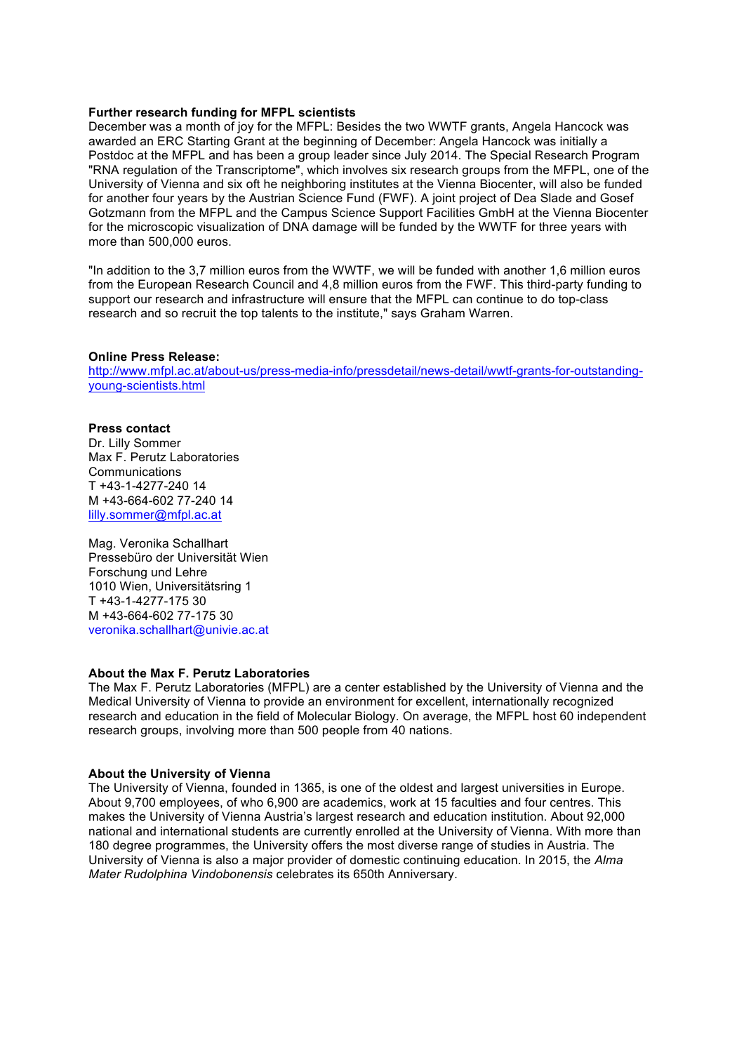**Further research funding for MFPL scientists**

December was a month of joy for the MFPL: Besides the two WWTF grants, Angela Hancock was awarded an ERC Starting Grant at the beginning of December: Angela Hancock was initially a Postdoc at the MFPL and has been a group leader since July 2014. The Special Research Program "RNA regulation of the Transcriptome", which involves six research groups from the MFPL, one of the University of Vienna and six oft he neighboring institutes at the Vienna Biocenter, will also be funded for another four years by the Austrian Science Fund (FWF). A joint project of Dea Slade and Gosef Gotzmann from the MFPL and the Campus Science Support Facilities GmbH at the Vienna Biocenter for the microscopic visualization of DNA damage will be funded by the WWTF for three years with more than 500,000 euros.

"In addition to the 3,7 million euros from the WWTF, we will be funded with another 1,6 million euros from the European Research Council and 4,8 million euros from the FWF. This third-party funding to support our research and infrastructure will ensure that the MFPL can continue to do top-class research and so recruit the top talents to the institute," says Graham Warren.

**Online Press Release:**
http://www.mfpl.ac.at/about-us/press-media-info/pressdetail/news-detail/wwtf-grants-for-outstanding-young-scientists.html

**Press contact**

Dr. Lilly Sommer
Max F. Perutz Laboratories
Communications
T +43-1-4277-240 14
M +43-664-602 77-240 14
lilly.sommer@mfpl.ac.at

Mag. Veronika Schallhart
Pressebüro der Universität Wien
Forschung und Lehre
1010 Wien, Universitätsring 1
T +43-1-4277-175 30
M +43-664-602 77-175 30
veronika.schallhart@univie.ac.at

**About the Max F. Perutz Laboratories**

The Max F. Perutz Laboratories (MFPL) are a center established by the University of Vienna and the Medical University of Vienna to provide an environment for excellent, internationally recognized research and education in the field of Molecular Biology. On average, the MFPL host 60 independent research groups, involving more than 500 people from 40 nations.

**About the University of Vienna**

The University of Vienna, founded in 1365, is one of the oldest and largest universities in Europe. About 9,700 employees, of who 6,900 are academics, work at 15 faculties and four centres. This makes the University of Vienna Austria's largest research and education institution. About 92,000 national and international students are currently enrolled at the University of Vienna. With more than 180 degree programmes, the University offers the most diverse range of studies in Austria. The University of Vienna is also a major provider of domestic continuing education. In 2015, the *Alma Mater Rudolphina Vindobonensis* celebrates its 650th Anniversary.